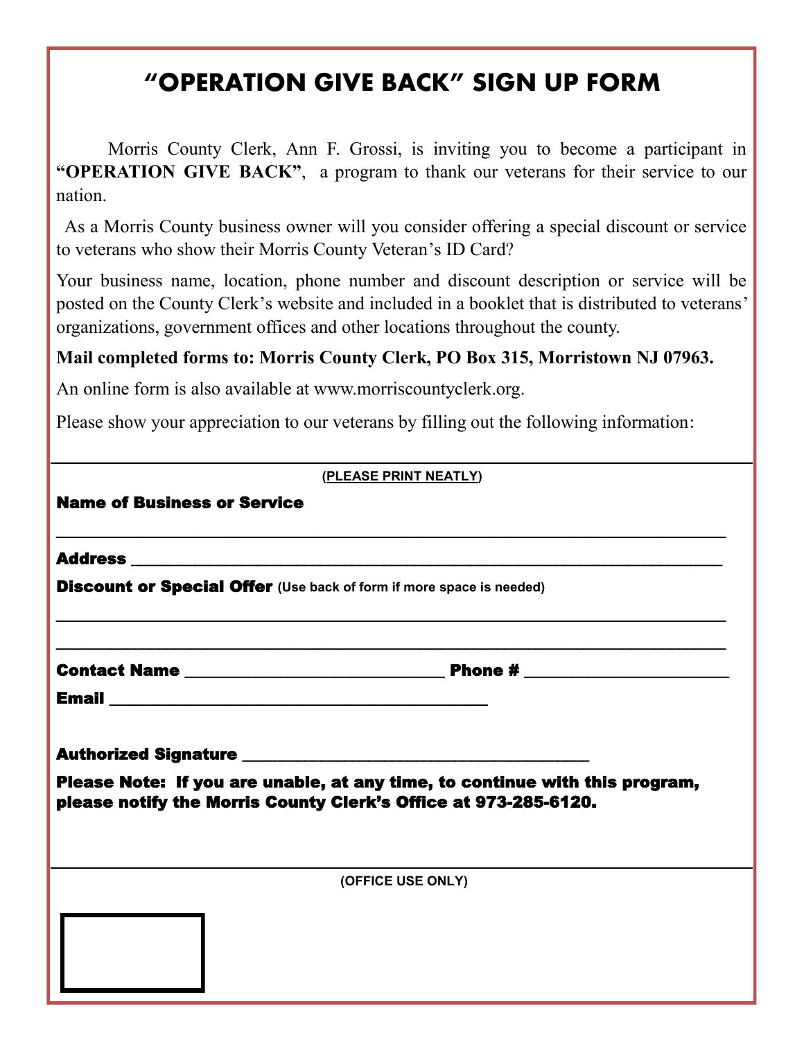# “OPERATION GIVE BACK” SIGN UP FORM

Morris County Clerk, Ann F. Grossi, is inviting you to become a participant in **“OPERATION GIVE BACK”**, a program to thank our veterans for their service to our nation.

As a Morris County business owner will you consider offering a special discount or service to veterans who show their Morris County Veteran’s ID Card?

Your business name, location, phone number and discount description or service will be posted on the County Clerk’s website and included in a booklet that is distributed to veterans’ organizations, government offices and other locations throughout the county.

**Mail completed forms to: Morris County Clerk, PO Box 315, Morristown NJ 07963.**

An online form is also available at www.morriscountyclerk.org.

Please show your appreciation to our veterans by filling out the following information:

---

**(PLEASE PRINT NEATLY)**

**Name of Business or Service**

_______________________________________________________________________________

**Address** _______________________________________________________________________

**Discount or Special Offer** **(Use back of form if more space is needed)**

_______________________________________________________________________________

_______________________________________________________________________________

**Contact Name** ______________________________ **Phone #** ________________________

**Email** ____________________________________________

**Authorized Signature** ________________________________________

**Please Note: If you are unable, at any time, to continue with this program, please notify the Morris County Clerk’s Office at 973-285-6120.**

---

**(OFFICE USE ONLY)**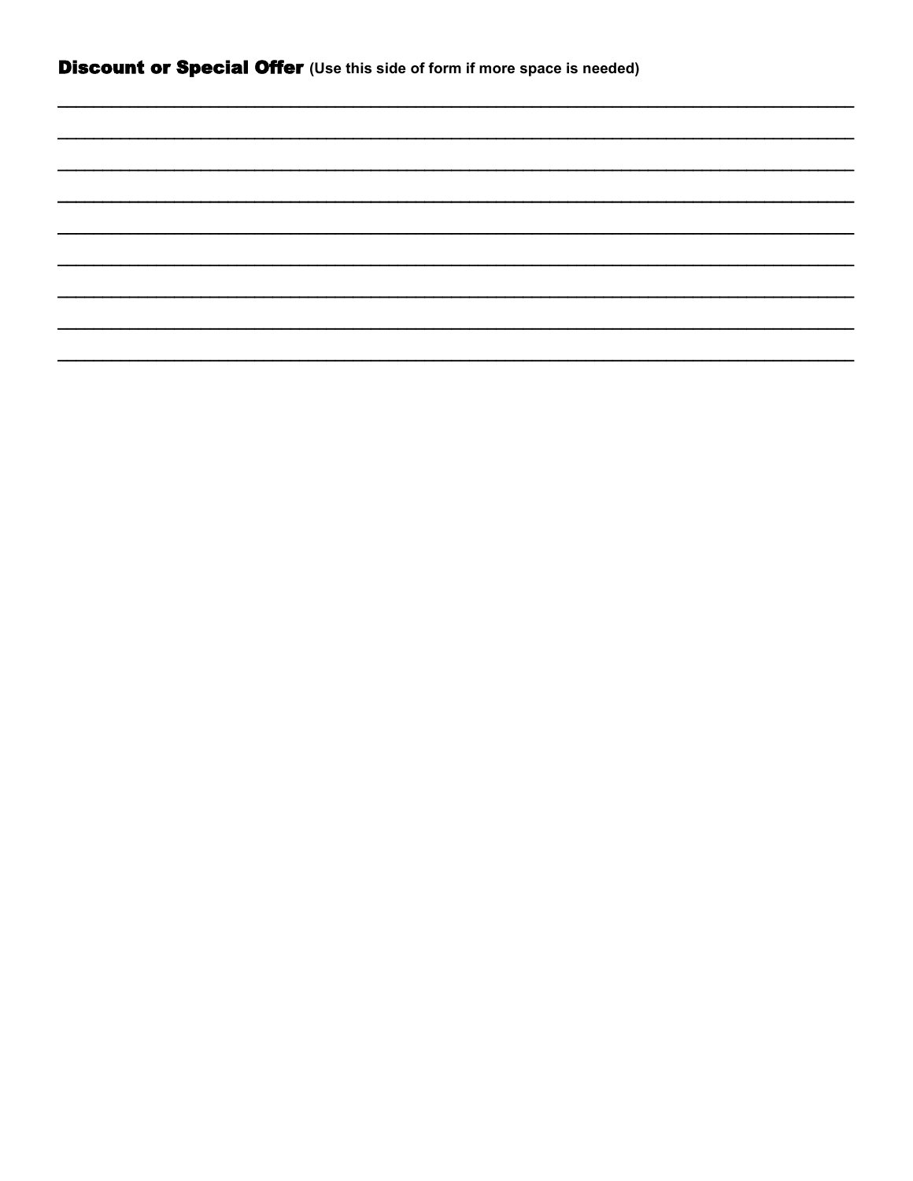**Discount or Special Offer** **(Use this side of form if more space is needed)**

\_\_\_\_\_\_\_\_\_\_\_\_\_\_\_\_\_\_\_\_\_\_\_\_\_\_\_\_\_\_\_\_\_\_\_\_\_\_\_\_\_\_\_\_\_\_\_\_\_\_\_\_\_\_\_\_\_\_\_\_\_\_\_\_\_\_\_\_\_\_\_\_\_\_\_\_\_\_

\_\_\_\_\_\_\_\_\_\_\_\_\_\_\_\_\_\_\_\_\_\_\_\_\_\_\_\_\_\_\_\_\_\_\_\_\_\_\_\_\_\_\_\_\_\_\_\_\_\_\_\_\_\_\_\_\_\_\_\_\_\_\_\_\_\_\_\_\_\_\_\_\_\_\_\_\_\_

\_\_\_\_\_\_\_\_\_\_\_\_\_\_\_\_\_\_\_\_\_\_\_\_\_\_\_\_\_\_\_\_\_\_\_\_\_\_\_\_\_\_\_\_\_\_\_\_\_\_\_\_\_\_\_\_\_\_\_\_\_\_\_\_\_\_\_\_\_\_\_\_\_\_\_\_\_\_

\_\_\_\_\_\_\_\_\_\_\_\_\_\_\_\_\_\_\_\_\_\_\_\_\_\_\_\_\_\_\_\_\_\_\_\_\_\_\_\_\_\_\_\_\_\_\_\_\_\_\_\_\_\_\_\_\_\_\_\_\_\_\_\_\_\_\_\_\_\_\_\_\_\_\_\_\_\_

\_\_\_\_\_\_\_\_\_\_\_\_\_\_\_\_\_\_\_\_\_\_\_\_\_\_\_\_\_\_\_\_\_\_\_\_\_\_\_\_\_\_\_\_\_\_\_\_\_\_\_\_\_\_\_\_\_\_\_\_\_\_\_\_\_\_\_\_\_\_\_\_\_\_\_\_\_\_

\_\_\_\_\_\_\_\_\_\_\_\_\_\_\_\_\_\_\_\_\_\_\_\_\_\_\_\_\_\_\_\_\_\_\_\_\_\_\_\_\_\_\_\_\_\_\_\_\_\_\_\_\_\_\_\_\_\_\_\_\_\_\_\_\_\_\_\_\_\_\_\_\_\_\_\_\_\_

\_\_\_\_\_\_\_\_\_\_\_\_\_\_\_\_\_\_\_\_\_\_\_\_\_\_\_\_\_\_\_\_\_\_\_\_\_\_\_\_\_\_\_\_\_\_\_\_\_\_\_\_\_\_\_\_\_\_\_\_\_\_\_\_\_\_\_\_\_\_\_\_\_\_\_\_\_\_

\_\_\_\_\_\_\_\_\_\_\_\_\_\_\_\_\_\_\_\_\_\_\_\_\_\_\_\_\_\_\_\_\_\_\_\_\_\_\_\_\_\_\_\_\_\_\_\_\_\_\_\_\_\_\_\_\_\_\_\_\_\_\_\_\_\_\_\_\_\_\_\_\_\_\_\_\_\_

\_\_\_\_\_\_\_\_\_\_\_\_\_\_\_\_\_\_\_\_\_\_\_\_\_\_\_\_\_\_\_\_\_\_\_\_\_\_\_\_\_\_\_\_\_\_\_\_\_\_\_\_\_\_\_\_\_\_\_\_\_\_\_\_\_\_\_\_\_\_\_\_\_\_\_\_\_\_